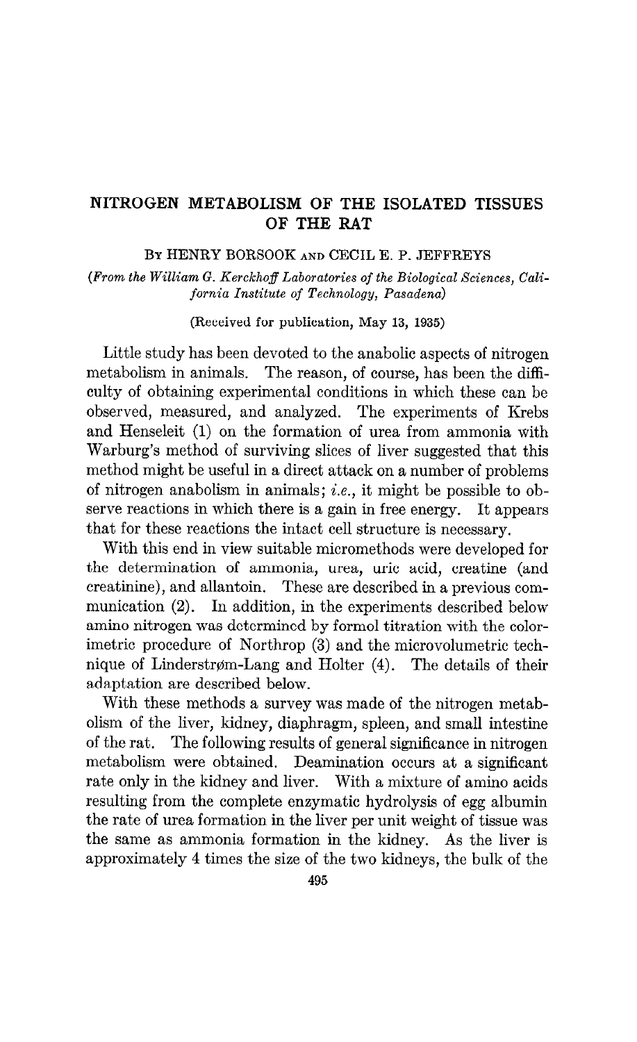# NITROGEN METABOLISM OF THE ISOLATED TISSUES OF THE RAT

By HENRY BORSOOK AND CECIL E. P. JEFFREYS

*(From the William G. Kerckhoff Laboratories of the Biological Sciences, California Institute of Technology, Pasadena)*

(Received for publication, May 13, 1935)

Little study has been devoted to the anabolic aspects of nitrogen metabolism in animals. The reason, of course, has been the difficulty of obtaining experimental conditions in which these can be observed, measured, and analyzed. The experiments of Krebs and Henseleit (1) on the formation of urea from ammonia with Warburg's method of surviving slices of liver suggested that this method might be useful in a direct attack on a number of problems of nitrogen anabolism in animals; *i.e.*, it might be possible to observe reactions in which there is a gain in free energy. It appears that for these reactions the intact cell structure is necessary.

With this end in view suitable micromethods were developed for the determination of ammonia, urea, uric acid, creatine (and creatinine), and allantoin. These are described in a previous communication (2). In addition, in the experiments described below amino nitrogen was determined by formol titration with the colorimetric procedure of Northrop (3) and the microvolumetric technique of Linderstrøm-Lang and Holter (4). The details of their adaptation are described below.

With these methods a survey was made of the nitrogen metabolism of the liver, kidney, diaphragm, spleen, and small intestine of the rat. The following results of general significance in nitrogen metabolism were obtained. Deamination occurs at a significant rate only in the kidney and liver. With a mixture of amino acids resulting from the complete enzymatic hydrolysis of egg albumin the rate of urea formation in the liver per unit weight of tissue was the same as ammonia formation in the kidney. As the liver is approximately 4 times the size of the two kidneys, the bulk of the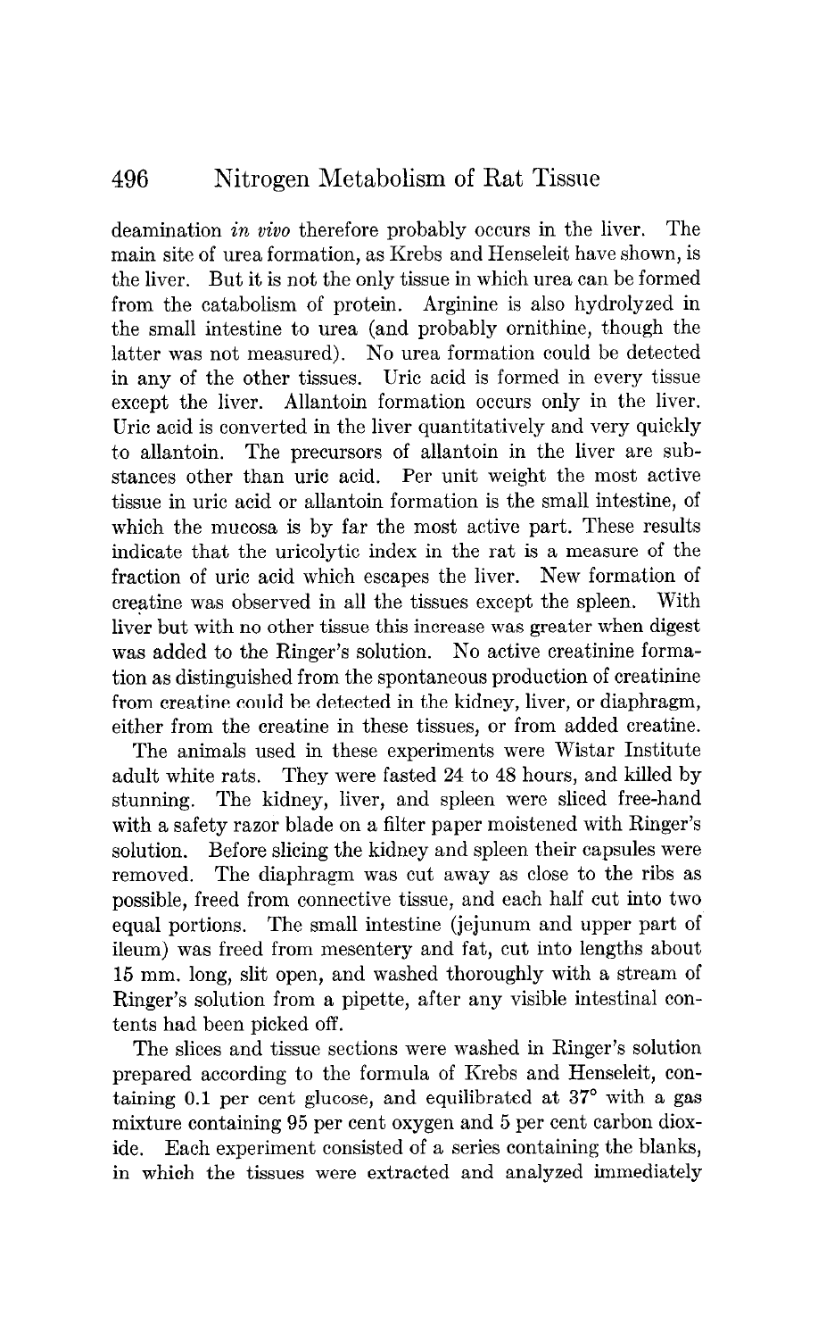deamination *in vivo* therefore probably occurs in the liver. The main site of urea formation, as Krebs and Henseleit have shown, is the liver. But it is not the only tissue in which urea can be formed from the catabolism of protein. Arginine is also hydrolyzed in the small intestine to urea (and probably ornithine, though the latter was not measured). No urea formation could be detected in any of the other tissues. Uric acid is formed in every tissue except the liver. Allantoin formation occurs only in the liver. Uric acid is converted in the liver quantitatively and very quickly to allantoin. The precursors of allantoin in the liver are substances other than uric acid. Per unit weight the most active tissue in uric acid or allantoin formation is the small intestine, of which the mucosa is by far the most active part. These results indicate that the uricolytic index in the rat is a measure of the fraction of uric acid which escapes the liver. New formation of creatine was observed in all the tissues except the spleen. With liver but with no other tissue this increase was greater when digest was added to the Ringer's solution. No active creatinine formation as distinguished from the spontaneous production of creatinine from creatine could be detected in the kidney, liver, or diaphragm, either from the creatine in these tissues, or from added creatine.

The animals used in these experiments were Wistar Institute adult white rats. They were fasted 24 to 48 hours, and killed by stunning. The kidney, liver, and spleen were sliced free-hand with a safety razor blade on a filter paper moistened with Ringer's solution. Before slicing the kidney and spleen their capsules were removed. The diaphragm was cut away as close to the ribs as possible, freed from connective tissue, and each half cut into two equal portions. The small intestine (jejunum and upper part of ileum) was freed from mesentery and fat, cut into lengths about 15 mm. long, slit open, and washed thoroughly with a stream of Ringer's solution from a pipette, after any visible intestinal contents had been picked off.

The slices and tissue sections were washed in Ringer's solution prepared according to the formula of Krebs and Henseleit, containing 0.1 per cent glucose, and equilibrated at 37° with a gas mixture containing 95 per cent oxygen and 5 per cent carbon dioxide. Each experiment consisted of a series containing the blanks, in which the tissues were extracted and analyzed immediately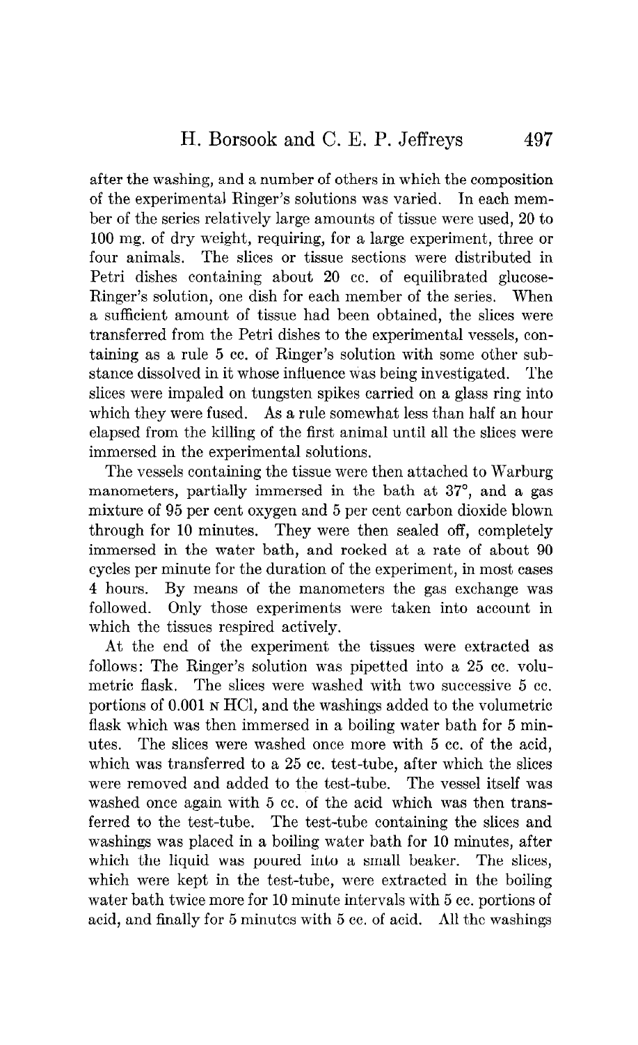after the washing, and a number of others in which the composition of the experimental Ringer's solutions was varied. In each member of the series relatively large amounts of tissue were used, 20 to 100 mg. of dry weight, requiring, for a large experiment, three or four animals. The slices or tissue sections were distributed in Petri dishes containing about 20 cc. of equilibrated glucose-Ringer's solution, one dish for each member of the series. When a sufficient amount of tissue had been obtained, the slices were transferred from the Petri dishes to the experimental vessels, containing as a rule 5 cc. of Ringer's solution with some other substance dissolved in it whose influence was being investigated. The slices were impaled on tungsten spikes carried on a glass ring into which they were fused. As a rule somewhat less than half an hour elapsed from the killing of the first animal until all the slices were immersed in the experimental solutions.

The vessels containing the tissue were then attached to Warburg manometers, partially immersed in the bath at 37°, and a gas mixture of 95 per cent oxygen and 5 per cent carbon dioxide blown through for 10 minutes. They were then sealed off, completely immersed in the water bath, and rocked at a rate of about 90 cycles per minute for the duration of the experiment, in most cases 4 hours. By means of the manometers the gas exchange was followed. Only those experiments were taken into account in which the tissues respired actively.

At the end of the experiment the tissues were extracted as follows: The Ringer's solution was pipetted into a 25 cc. volumetric flask. The slices were washed with two successive 5 cc. portions of 0.001 N HCl, and the washings added to the volumetric flask which was then immersed in a boiling water bath for 5 minutes. The slices were washed once more with 5 cc. of the acid, which was transferred to a 25 cc. test-tube, after which the slices were removed and added to the test-tube. The vessel itself was washed once again with 5 cc. of the acid which was then transferred to the test-tube. The test-tube containing the slices and washings was placed in a boiling water bath for 10 minutes, after which the liquid was poured into a small beaker. The slices, which were kept in the test-tube, were extracted in the boiling water bath twice more for 10 minute intervals with 5 cc. portions of acid, and finally for 5 minutes with 5 cc. of acid. All the washings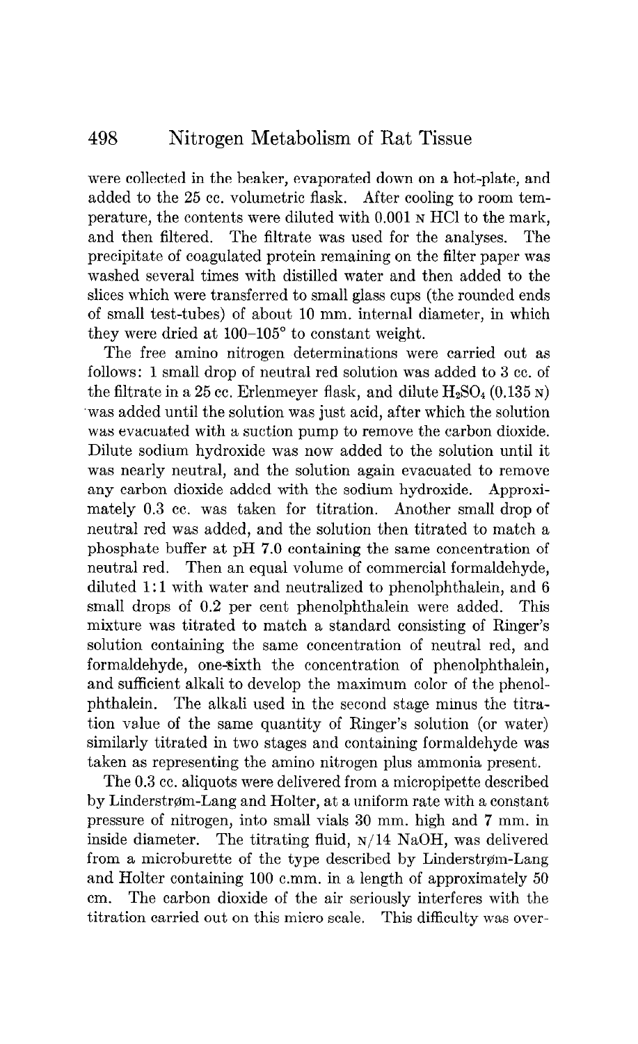were collected in the beaker, evaporated down on a hot-plate, and added to the 25 cc. volumetric flask. After cooling to room temperature, the contents were diluted with 0.001 N HCl to the mark, and then filtered. The filtrate was used for the analyses. The precipitate of coagulated protein remaining on the filter paper was washed several times with distilled water and then added to the slices which were transferred to small glass cups (the rounded ends of small test-tubes) of about 10 mm. internal diameter, in which they were dried at 100–105° to constant weight.

The free amino nitrogen determinations were carried out as follows: 1 small drop of neutral red solution was added to 3 cc. of the filtrate in a 25 cc. Erlenmeyer flask, and dilute $H_2SO_4$ (0.135 N) was added until the solution was just acid, after which the solution was evacuated with a suction pump to remove the carbon dioxide. Dilute sodium hydroxide was now added to the solution until it was nearly neutral, and the solution again evacuated to remove any carbon dioxide added with the sodium hydroxide. Approximately 0.3 cc. was taken for titration. Another small drop of neutral red was added, and the solution then titrated to match a phosphate buffer at pH 7.0 containing the same concentration of neutral red. Then an equal volume of commercial formaldehyde, diluted 1:1 with water and neutralized to phenolphthalein, and 6 small drops of 0.2 per cent phenolphthalein were added. This mixture was titrated to match a standard consisting of Ringer's solution containing the same concentration of neutral red, and formaldehyde, one-sixth the concentration of phenolphthalein, and sufficient alkali to develop the maximum color of the phenolphthalein. The alkali used in the second stage minus the titration value of the same quantity of Ringer's solution (or water) similarly titrated in two stages and containing formaldehyde was taken as representing the amino nitrogen plus ammonia present.

The 0.3 cc. aliquots were delivered from a micropipette described by Linderstrøm-Lang and Holter, at a uniform rate with a constant pressure of nitrogen, into small vials 30 mm. high and 7 mm. in inside diameter. The titrating fluid, N/14 NaOH, was delivered from a microburette of the type described by Linderstrøm-Lang and Holter containing 100 c.mm. in a length of approximately 50 cm. The carbon dioxide of the air seriously interferes with the titration carried out on this micro scale. This difficulty was over-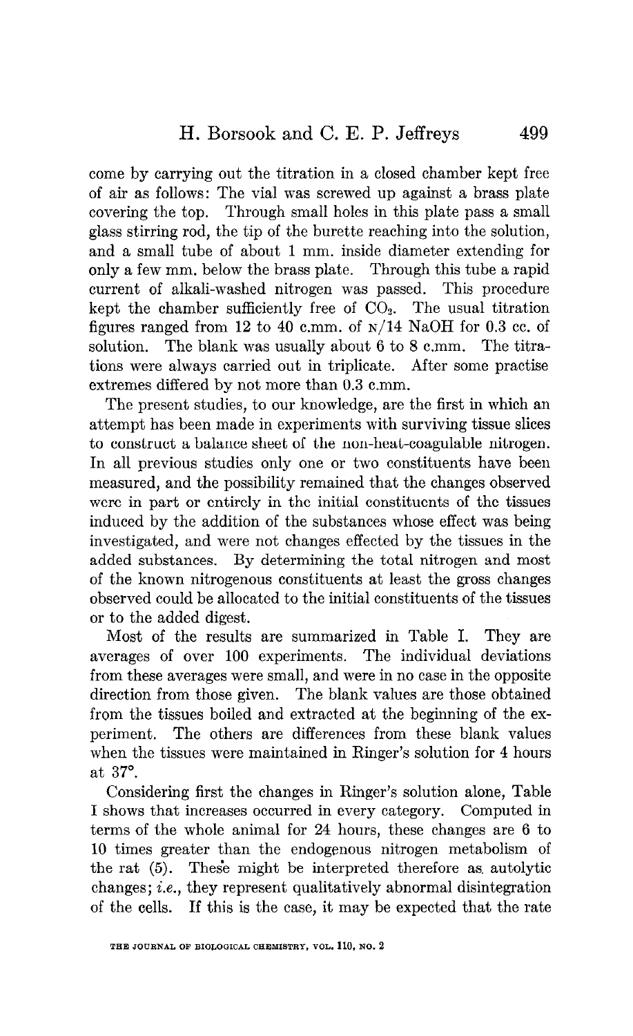come by carrying out the titration in a closed chamber kept free of air as follows: The vial was screwed up against a brass plate covering the top. Through small holes in this plate pass a small glass stirring rod, the tip of the burette reaching into the solution, and a small tube of about 1 mm. inside diameter extending for only a few mm. below the brass plate. Through this tube a rapid current of alkali-washed nitrogen was passed. This procedure kept the chamber sufficiently free of $CO_2$. The usual titration figures ranged from 12 to 40 c.mm. of N/14 NaOH for 0.3 cc. of solution. The blank was usually about 6 to 8 c.mm. The titrations were always carried out in triplicate. After some practise extremes differed by not more than 0.3 c.mm.

The present studies, to our knowledge, are the first in which an attempt has been made in experiments with surviving tissue slices to construct a balance sheet of the non-heat-coagulable nitrogen. In all previous studies only one or two constituents have been measured, and the possibility remained that the changes observed were in part or entirely in the initial constituents of the tissues induced by the addition of the substances whose effect was being investigated, and were not changes effected by the tissues in the added substances. By determining the total nitrogen and most of the known nitrogenous constituents at least the gross changes observed could be allocated to the initial constituents of the tissues or to the added digest.

Most of the results are summarized in Table I. They are averages of over 100 experiments. The individual deviations from these averages were small, and were in no case in the opposite direction from those given. The blank values are those obtained from the tissues boiled and extracted at the beginning of the experiment. The others are differences from these blank values when the tissues were maintained in Ringer's solution for 4 hours at 37°.

Considering first the changes in Ringer's solution alone, Table I shows that increases occurred in every category. Computed in terms of the whole animal for 24 hours, these changes are 6 to 10 times greater than the endogenous nitrogen metabolism of the rat (5). These might be interpreted therefore as autolytic changes; *i.e.*, they represent qualitatively abnormal disintegration of the cells. If this is the case, it may be expected that the rate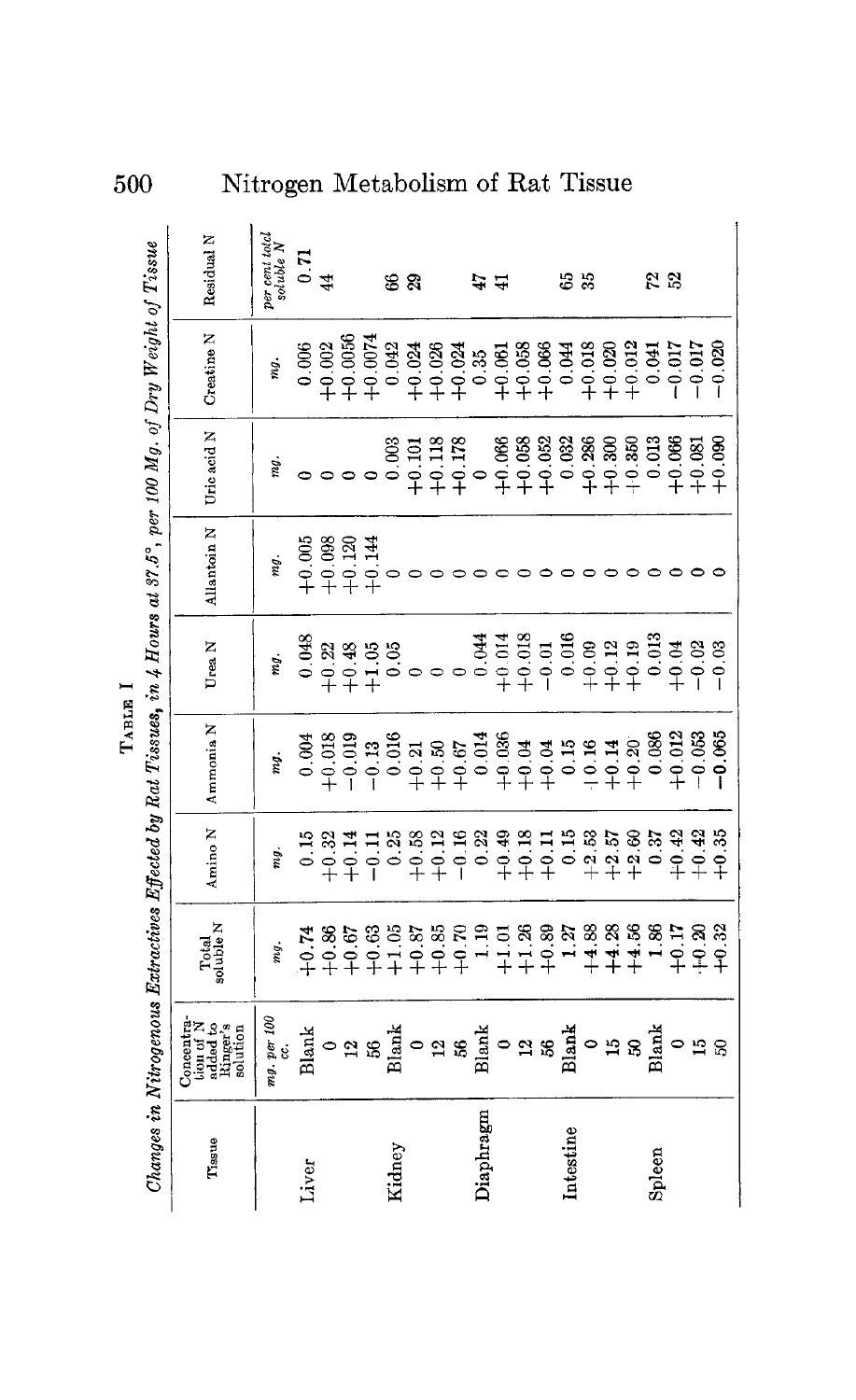TABLE I

*Changes in Nitrogenous Extractives Effected by Rat Tissues, in 4 Hours at 37.5°, per 100 Mg. of Dry Weight of Tissue*

| Tissue | Concentration of N added to Ringer's solution | Total soluble N | Amino N | Ammonia N | Urea N | Allantoin N | Uric acid N | Creatine N | Residual N |
|---|---|---|---|---|---|---|---|---|---|
| | *mg. per 100 cc.* | *mg.* | *mg.* | *mg.* | *mg.* | *mg.* | *mg.* | *mg.* | *per cent total soluble N* |
| Liver | Blank | +0.74 | 0.15 | 0.004 | 0.048 | +0.005 | 0 | 0.006 | 0.71 |
| | 0 | +0.86 | +0.32 | +0.018 | +0.22 | +0.098 | 0 | +0.002 | 44 |
| | 12 | +0.67 | +0.14 | −0.019 | +0.48 | +0.120 | 0 | +0.0056 | |
| | 56 | +0.63 | −0.11 | −0.13 | +1.05 | +0.144 | 0 | +0.0074 | |
| Kidney | Blank | +1.05 | 0.25 | 0.016 | 0.05 | 0 | 0.003 | 0.042 | 66 |
| | 0 | +0.87 | +0.58 | +0.21 | 0 | 0 | +0.101 | +0.024 | 29 |
| | 12 | +0.85 | +0.12 | +0.50 | 0 | 0 | +0.118 | +0.026 | |
| | 56 | +0.70 | −0.16 | +0.67 | 0 | 0 | +0.178 | +0.024 | |
| Diaphragm | Blank | 1.19 | 0.22 | 0.014 | 0.044 | 0 | 0 | 0.35 | 47 |
| | 0 | +1.01 | +0.49 | +0.036 | +0.014 | 0 | +0.066 | +0.061 | 41 |
| | 12 | +1.26 | +0.18 | +0.04 | +0.018 | 0 | +0.058 | +0.058 | |
| | 56 | +0.89 | +0.11 | +0.04 | −0.01 | 0 | +0.052 | +0.066 | |
| Intestine | Blank | 1.27 | 0.15 | 0.15 | 0.016 | 0 | 0.032 | 0.044 | 65 |
| | 0 | +4.88 | +2.53 | +0.16 | +0.09 | 0 | +0.286 | +0.018 | 35 |
| | 15 | +4.28 | +2.57 | +0.14 | +0.12 | 0 | +0.300 | +0.020 | |
| | 50 | +4.56 | +2.60 | +0.20 | +0.19 | 0 | +0.350 | +0.012 | |
| Spleen | Blank | 1.86 | 0.37 | 0.086 | 0.013 | 0 | 0.013 | 0.041 | 72 |
| | 0 | +0.17 | +0.42 | +0.012 | +0.04 | 0 | +0.066 | −0.017 | 52 |
| | 15 | +0.20 | +0.42 | −0.053 | −0.02 | 0 | +0.081 | −0.017 | |
| | 50 | +0.32 | +0.35 | −0.065 | −0.03 | 0 | +0.090 | −0.020 | |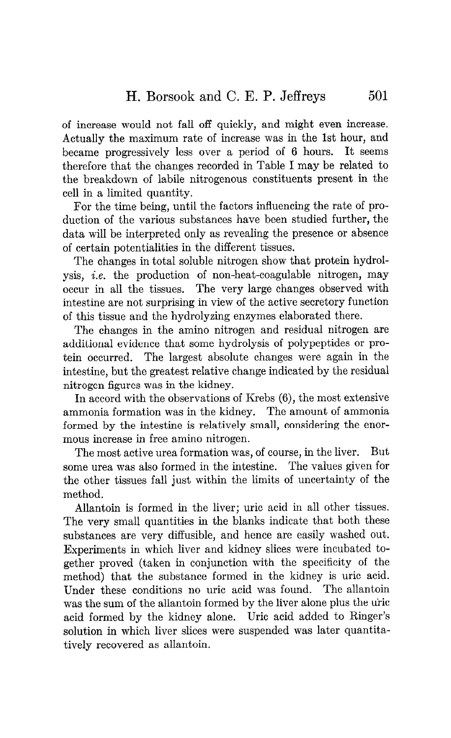of increase would not fall off quickly, and might even increase. Actually the maximum rate of increase was in the 1st hour, and became progressively less over a period of 6 hours. It seems therefore that the changes recorded in Table I may be related to the breakdown of labile nitrogenous constituents present in the cell in a limited quantity.

For the time being, until the factors influencing the rate of production of the various substances have been studied further, the data will be interpreted only as revealing the presence or absence of certain potentialities in the different tissues.

The changes in total soluble nitrogen show that protein hydrolysis, *i.e.* the production of non-heat-coagulable nitrogen, may occur in all the tissues. The very large changes observed with intestine are not surprising in view of the active secretory function of this tissue and the hydrolyzing enzymes elaborated there.

The changes in the amino nitrogen and residual nitrogen are additional evidence that some hydrolysis of polypeptides or protein occurred. The largest absolute changes were again in the intestine, but the greatest relative change indicated by the residual nitrogen figures was in the kidney.

In accord with the observations of Krebs (6), the most extensive ammonia formation was in the kidney. The amount of ammonia formed by the intestine is relatively small, considering the enormous increase in free amino nitrogen.

The most active urea formation was, of course, in the liver. But some urea was also formed in the intestine. The values given for the other tissues fall just within the limits of uncertainty of the method.

Allantoin is formed in the liver; uric acid in all other tissues. The very small quantities in the blanks indicate that both these substances are very diffusible, and hence are easily washed out. Experiments in which liver and kidney slices were incubated together proved (taken in conjunction with the specificity of the method) that the substance formed in the kidney is uric acid. Under these conditions no uric acid was found. The allantoin was the sum of the allantoin formed by the liver alone plus the uric acid formed by the kidney alone. Uric acid added to Ringer's solution in which liver slices were suspended was later quantitatively recovered as allantoin.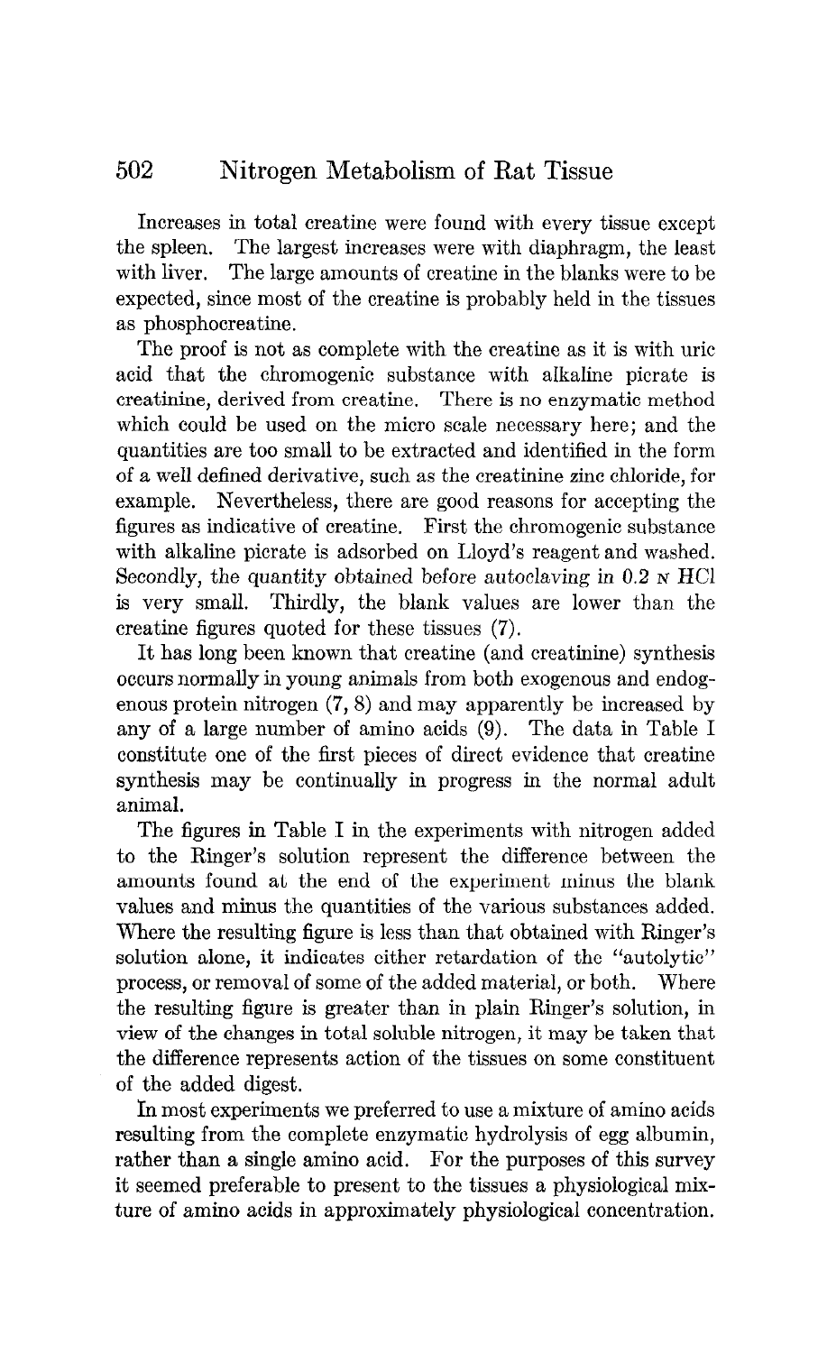Increases in total creatine were found with every tissue except the spleen. The largest increases were with diaphragm, the least with liver. The large amounts of creatine in the blanks were to be expected, since most of the creatine is probably held in the tissues as phosphocreatine.

The proof is not as complete with the creatine as it is with uric acid that the chromogenic substance with alkaline picrate is creatinine, derived from creatine. There is no enzymatic method which could be used on the micro scale necessary here; and the quantities are too small to be extracted and identified in the form of a well defined derivative, such as the creatinine zinc chloride, for example. Nevertheless, there are good reasons for accepting the figures as indicative of creatine. First the chromogenic substance with alkaline picrate is adsorbed on Lloyd's reagent and washed. Secondly, the quantity obtained before autoclaving in 0.2 N HCl is very small. Thirdly, the blank values are lower than the creatine figures quoted for these tissues (7).

It has long been known that creatine (and creatinine) synthesis occurs normally in young animals from both exogenous and endogenous protein nitrogen (7, 8) and may apparently be increased by any of a large number of amino acids (9). The data in Table I constitute one of the first pieces of direct evidence that creatine synthesis may be continually in progress in the normal adult animal.

The figures in Table I in the experiments with nitrogen added to the Ringer's solution represent the difference between the amounts found at the end of the experiment minus the blank values and minus the quantities of the various substances added. Where the resulting figure is less than that obtained with Ringer's solution alone, it indicates either retardation of the "autolytic" process, or removal of some of the added material, or both. Where the resulting figure is greater than in plain Ringer's solution, in view of the changes in total soluble nitrogen, it may be taken that the difference represents action of the tissues on some constituent of the added digest.

In most experiments we preferred to use a mixture of amino acids resulting from the complete enzymatic hydrolysis of egg albumin, rather than a single amino acid. For the purposes of this survey it seemed preferable to present to the tissues a physiological mixture of amino acids in approximately physiological concentration.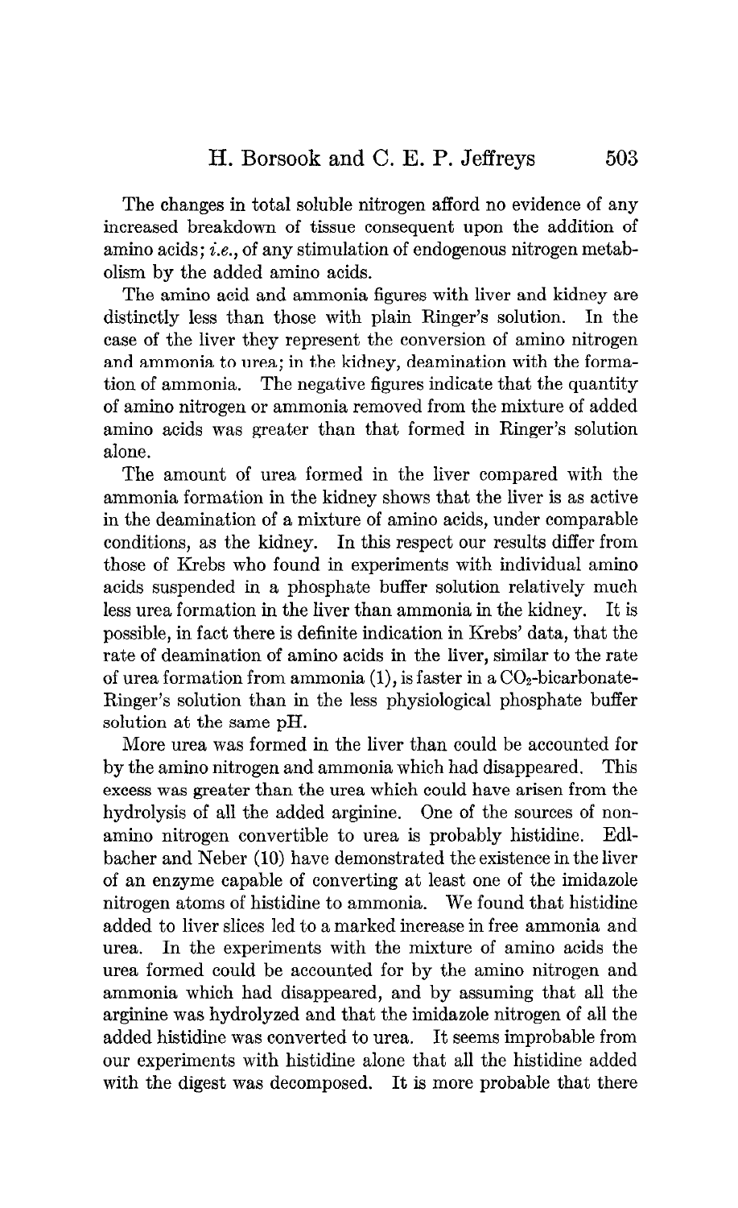The changes in total soluble nitrogen afford no evidence of any increased breakdown of tissue consequent upon the addition of amino acids; *i.e.*, of any stimulation of endogenous nitrogen metabolism by the added amino acids.

The amino acid and ammonia figures with liver and kidney are distinctly less than those with plain Ringer's solution. In the case of the liver they represent the conversion of amino nitrogen and ammonia to urea; in the kidney, deamination with the formation of ammonia. The negative figures indicate that the quantity of amino nitrogen or ammonia removed from the mixture of added amino acids was greater than that formed in Ringer's solution alone.

The amount of urea formed in the liver compared with the ammonia formation in the kidney shows that the liver is as active in the deamination of a mixture of amino acids, under comparable conditions, as the kidney. In this respect our results differ from those of Krebs who found in experiments with individual amino acids suspended in a phosphate buffer solution relatively much less urea formation in the liver than ammonia in the kidney. It is possible, in fact there is definite indication in Krebs' data, that the rate of deamination of amino acids in the liver, similar to the rate of urea formation from ammonia (1), is faster in a $CO_2$-bicarbonate-Ringer's solution than in the less physiological phosphate buffer solution at the same pH.

More urea was formed in the liver than could be accounted for by the amino nitrogen and ammonia which had disappeared. This excess was greater than the urea which could have arisen from the hydrolysis of all the added arginine. One of the sources of non-amino nitrogen convertible to urea is probably histidine. Edlbacher and Neber (10) have demonstrated the existence in the liver of an enzyme capable of converting at least one of the imidazole nitrogen atoms of histidine to ammonia. We found that histidine added to liver slices led to a marked increase in free ammonia and urea. In the experiments with the mixture of amino acids the urea formed could be accounted for by the amino nitrogen and ammonia which had disappeared, and by assuming that all the arginine was hydrolyzed and that the imidazole nitrogen of all the added histidine was converted to urea. It seems improbable from our experiments with histidine alone that all the histidine added with the digest was decomposed. It is more probable that there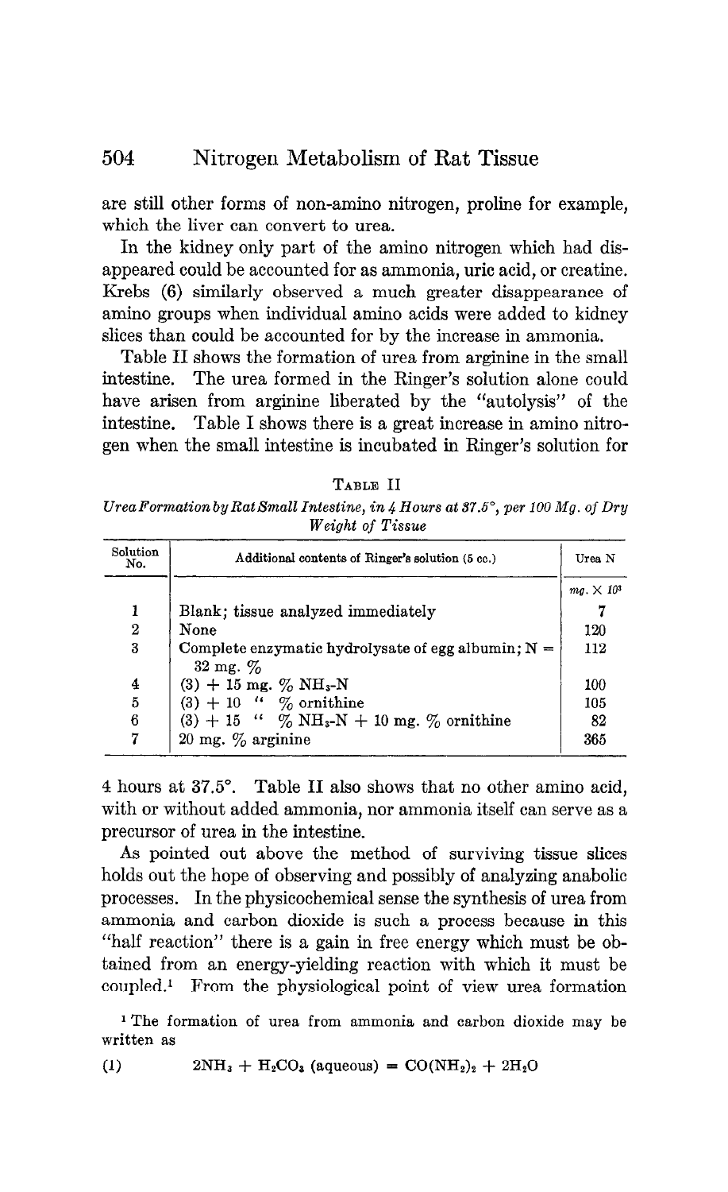are still other forms of non-amino nitrogen, proline for example, which the liver can convert to urea.

In the kidney only part of the amino nitrogen which had disappeared could be accounted for as ammonia, uric acid, or creatine. Krebs (6) similarly observed a much greater disappearance of amino groups when individual amino acids were added to kidney slices than could be accounted for by the increase in ammonia.

Table II shows the formation of urea from arginine in the small intestine. The urea formed in the Ringer's solution alone could have arisen from arginine liberated by the "autolysis" of the intestine. Table I shows there is a great increase in amino nitrogen when the small intestine is incubated in Ringer's solution for 4 hours at 37.5°. Table II also shows that no other amino acid, with or without added ammonia, nor ammonia itself can serve as a precursor of urea in the intestine.

TABLE II

*Urea Formation by Rat Small Intestine, in 4 Hours at 37.5°, per 100 Mg. of Dry Weight of Tissue*

| Solution No. | Additional contents of Ringer's solution (5 cc.) | Urea N |
|---|---|---|
| | | $mg. \times 10^3$ |
| 1 | Blank; tissue analyzed immediately | 7 |
| 2 | None | 120 |
| 3 | Complete enzymatic hydrolysate of egg albumin; N = 32 mg. % | 112 |
| 4 | (3) + 15 mg. % $NH_3$-N | 100 |
| 5 | (3) + 10 " % ornithine | 105 |
| 6 | (3) + 15 " % $NH_3$-N + 10 mg. % ornithine | 82 |
| 7 | 20 mg. % arginine | 365 |

As pointed out above the method of surviving tissue slices holds out the hope of observing and possibly of analyzing anabolic processes. In the physicochemical sense the synthesis of urea from ammonia and carbon dioxide is such a process because in this "half reaction" there is a gain in free energy which must be obtained from an energy-yielding reaction with which it must be coupled.[1] From the physiological point of view urea formation

[1] The formation of urea from ammonia and carbon dioxide may be written as

$$2NH_3 + H_2CO_3 \text{ (aqueous)} = CO(NH_2)_2 + 2H_2O \quad (1)$$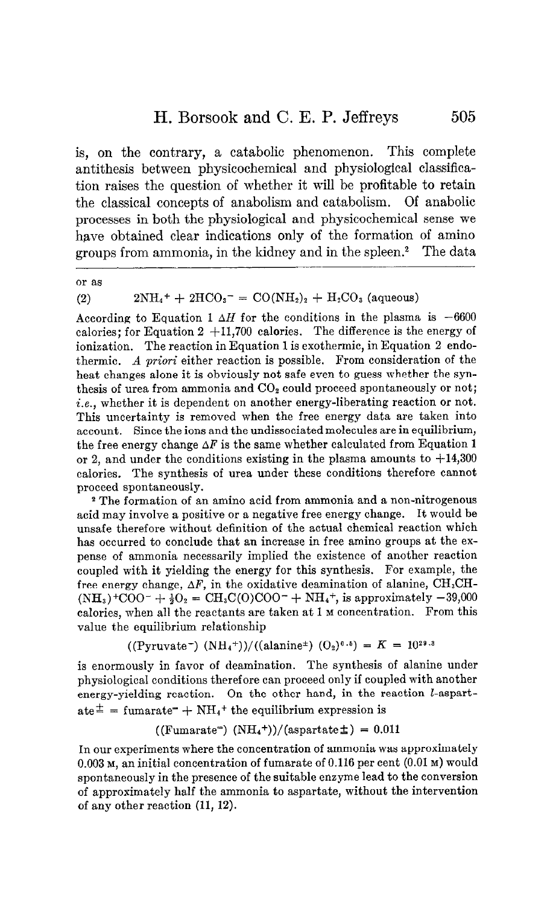is, on the contrary, a catabolic phenomenon. This complete antithesis between physicochemical and physiological classification raises the question of whether it will be profitable to retain the classical concepts of anabolism and catabolism. Of anabolic processes in both the physiological and physicochemical sense we have obtained clear indications only of the formation of amino groups from ammonia, in the kidney and in the spleen.[2] The data

---

or as

$$(2) \qquad 2NH_4^+ + 2HCO_3^- = CO(NH_2)_2 + H_2CO_3 \text{ (aqueous)}$$

According to Equation 1 $\Delta H$ for the conditions in the plasma is $-6600$ calories; for Equation 2 $+11,700$ calories. The difference is the energy of ionization. The reaction in Equation 1 is exothermic, in Equation 2 endothermic. *A priori* either reaction is possible. From consideration of the heat changes alone it is obviously not safe even to guess whether the synthesis of urea from ammonia and $CO_2$ could proceed spontaneously or not; *i.e.*, whether it is dependent on another energy-liberating reaction or not. This uncertainty is removed when the free energy data are taken into account. Since the ions and the undissociated molecules are in equilibrium, the free energy change $\Delta F$ is the same whether calculated from Equation 1 or 2, and under the conditions existing in the plasma amounts to $+14,300$ calories. The synthesis of urea under these conditions therefore cannot proceed spontaneously.

[2] The formation of an amino acid from ammonia and a non-nitrogenous acid may involve a positive or a negative free energy change. It would be unsafe therefore without definition of the actual chemical reaction which has occurred to conclude that an increase in free amino groups at the expense of ammonia necessarily implied the existence of another reaction coupled with it yielding the energy for this synthesis. For example, the free energy change, $\Delta F$, in the oxidative deamination of alanine, $CH_3CH(NH_3)^+COO^- + \frac{1}{2}O_2 = CH_3C(O)COO^- + NH_4^+$, is approximately $-39,000$ calories, when all the reactants are taken at 1 M concentration. From this value the equilibrium relationship

$$((\text{Pyruvate}^-)\ (NH_4^+))/((\text{alanine}^\pm)\ (O_2)^{0.5}) = K = 10^{29.3}$$

is enormously in favor of deamination. The synthesis of alanine under physiological conditions therefore can proceed only if coupled with another energy-yielding reaction. On the other hand, in the reaction *l*-aspartate$^\pm$ = fumarate$^=$ + $NH_4^+$ the equilibrium expression is

$$((\text{Fumarate}^=)\ (NH_4^+))/(\text{aspartate}\pm) = 0.011$$

In our experiments where the concentration of ammonia was approximately 0.003 M, an initial concentration of fumarate of 0.116 per cent (0.01 M) would spontaneously in the presence of the suitable enzyme lead to the conversion of approximately half the ammonia to aspartate, without the intervention of any other reaction (11, 12).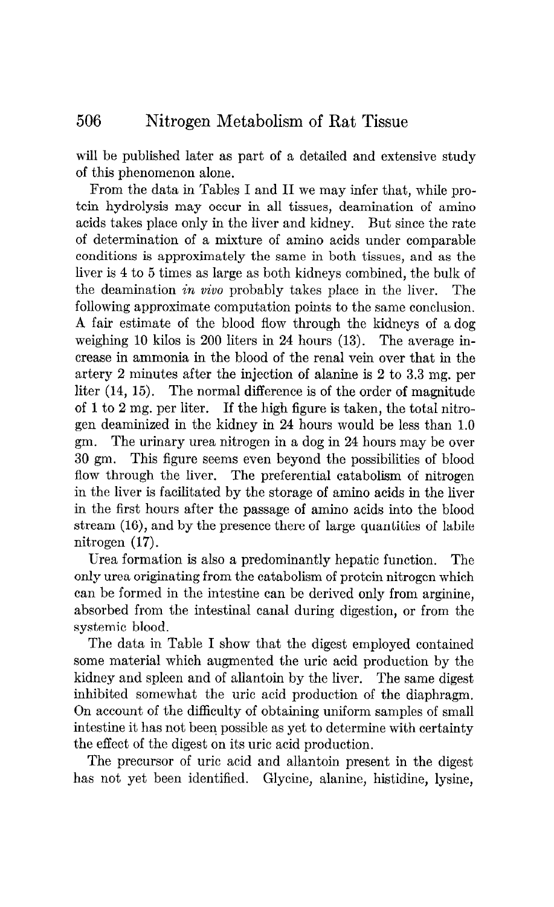will be published later as part of a detailed and extensive study of this phenomenon alone.

From the data in Tables I and II we may infer that, while protein hydrolysis may occur in all tissues, deamination of amino acids takes place only in the liver and kidney. But since the rate of determination of a mixture of amino acids under comparable conditions is approximately the same in both tissues, and as the liver is 4 to 5 times as large as both kidneys combined, the bulk of the deamination *in vivo* probably takes place in the liver. The following approximate computation points to the same conclusion. A fair estimate of the blood flow through the kidneys of a dog weighing 10 kilos is 200 liters in 24 hours (13). The average increase in ammonia in the blood of the renal vein over that in the artery 2 minutes after the injection of alanine is 2 to 3.3 mg. per liter (14, 15). The normal difference is of the order of magnitude of 1 to 2 mg. per liter. If the high figure is taken, the total nitrogen deaminized in the kidney in 24 hours would be less than 1.0 gm. The urinary urea nitrogen in a dog in 24 hours may be over 30 gm. This figure seems even beyond the possibilities of blood flow through the liver. The preferential catabolism of nitrogen in the liver is facilitated by the storage of amino acids in the liver in the first hours after the passage of amino acids into the blood stream (16), and by the presence there of large quantities of labile nitrogen (17).

Urea formation is also a predominantly hepatic function. The only urea originating from the catabolism of protein nitrogen which can be formed in the intestine can be derived only from arginine, absorbed from the intestinal canal during digestion, or from the systemic blood.

The data in Table I show that the digest employed contained some material which augmented the uric acid production by the kidney and spleen and of allantoin by the liver. The same digest inhibited somewhat the uric acid production of the diaphragm. On account of the difficulty of obtaining uniform samples of small intestine it has not been possible as yet to determine with certainty the effect of the digest on its uric acid production.

The precursor of uric acid and allantoin present in the digest has not yet been identified. Glycine, alanine, histidine, lysine,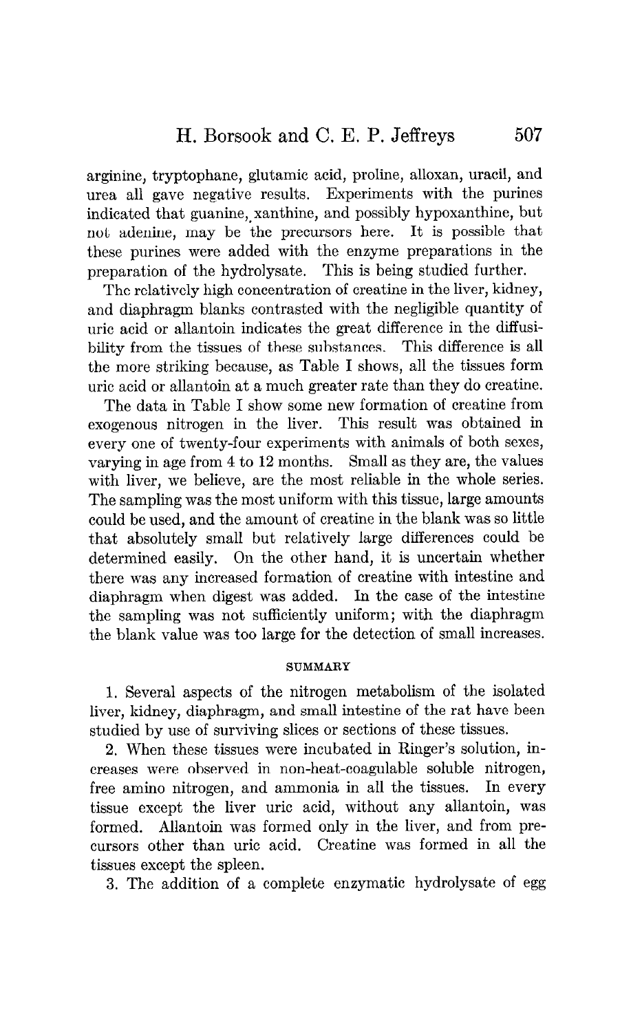arginine, tryptophane, glutamic acid, proline, alloxan, uracil, and urea all gave negative results. Experiments with the purines indicated that guanine, xanthine, and possibly hypoxanthine, but not adenine, may be the precursors here. It is possible that these purines were added with the enzyme preparations in the preparation of the hydrolysate. This is being studied further.

The relatively high concentration of creatine in the liver, kidney, and diaphragm blanks contrasted with the negligible quantity of uric acid or allantoin indicates the great difference in the diffusibility from the tissues of these substances. This difference is all the more striking because, as Table I shows, all the tissues form uric acid or allantoin at a much greater rate than they do creatine.

The data in Table I show some new formation of creatine from exogenous nitrogen in the liver. This result was obtained in every one of twenty-four experiments with animals of both sexes, varying in age from 4 to 12 months. Small as they are, the values with liver, we believe, are the most reliable in the whole series. The sampling was the most uniform with this tissue, large amounts could be used, and the amount of creatine in the blank was so little that absolutely small but relatively large differences could be determined easily. On the other hand, it is uncertain whether there was any increased formation of creatine with intestine and diaphragm when digest was added. In the case of the intestine the sampling was not sufficiently uniform; with the diaphragm the blank value was too large for the detection of small increases.

## SUMMARY

1. Several aspects of the nitrogen metabolism of the isolated liver, kidney, diaphragm, and small intestine of the rat have been studied by use of surviving slices or sections of these tissues.

2. When these tissues were incubated in Ringer's solution, increases were observed in non-heat-coagulable soluble nitrogen, free amino nitrogen, and ammonia in all the tissues. In every tissue except the liver uric acid, without any allantoin, was formed. Allantoin was formed only in the liver, and from precursors other than uric acid. Creatine was formed in all the tissues except the spleen.

3. The addition of a complete enzymatic hydrolysate of egg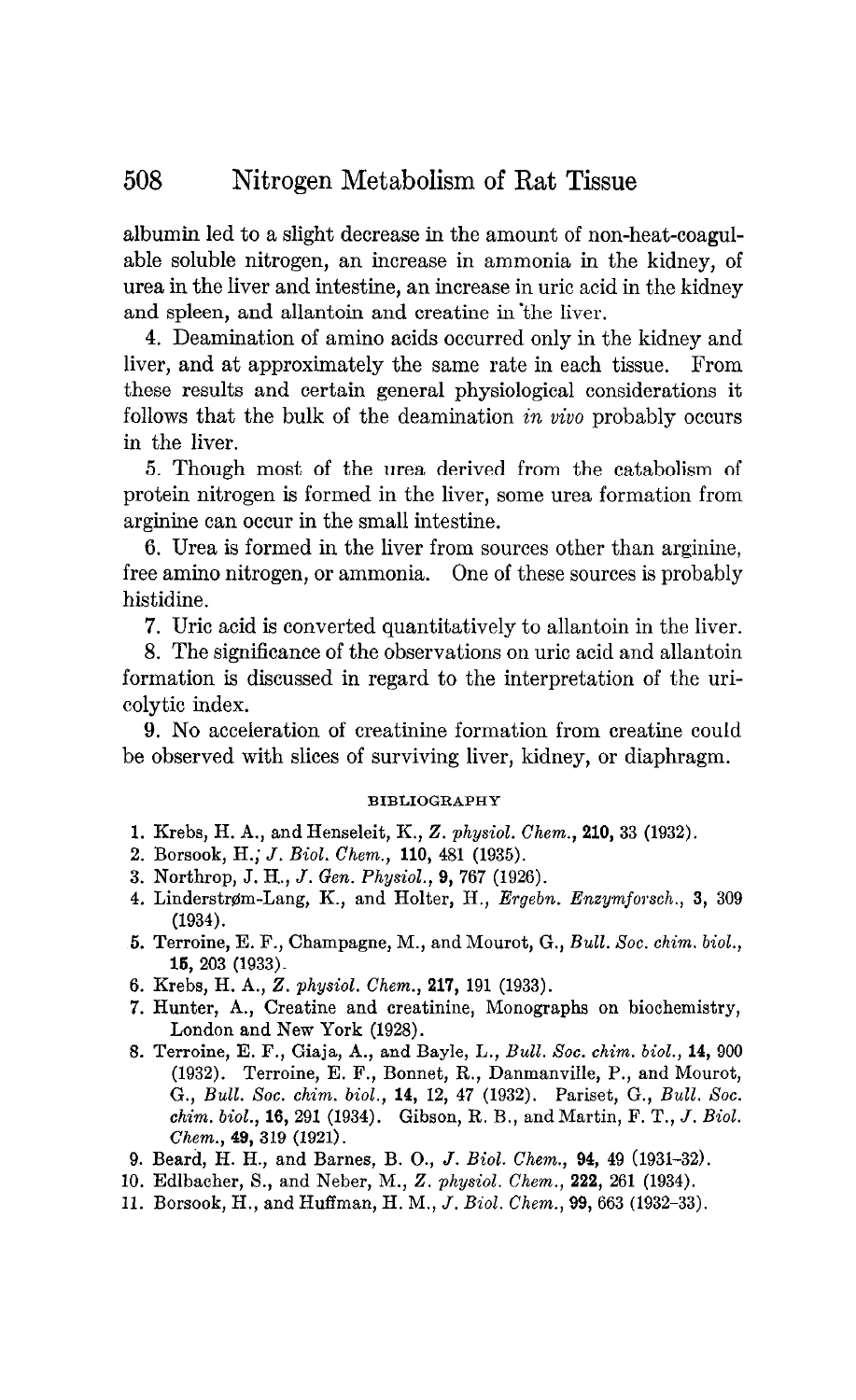albumin led to a slight decrease in the amount of non-heat-coagulable soluble nitrogen, an increase in ammonia in the kidney, of urea in the liver and intestine, an increase in uric acid in the kidney and spleen, and allantoin and creatine in the liver.

4. Deamination of amino acids occurred only in the kidney and liver, and at approximately the same rate in each tissue. From these results and certain general physiological considerations it follows that the bulk of the deamination *in vivo* probably occurs in the liver.

5. Though most of the urea derived from the catabolism of protein nitrogen is formed in the liver, some urea formation from arginine can occur in the small intestine.

6. Urea is formed in the liver from sources other than arginine, free amino nitrogen, or ammonia. One of these sources is probably histidine.

7. Uric acid is converted quantitatively to allantoin in the liver.

8. The significance of the observations on uric acid and allantoin formation is discussed in regard to the interpretation of the uricolytic index.

9. No acceleration of creatinine formation from creatine could be observed with slices of surviving liver, kidney, or diaphragm.

## BIBLIOGRAPHY

1. Krebs, H. A., and Henseleit, K., *Z. physiol. Chem.*, **210**, 33 (1932).
2. Borsook, H., *J. Biol. Chem.*, **110**, 481 (1935).
3. Northrop, J. H., *J. Gen. Physiol.*, **9**, 767 (1926).
4. Linderstrøm-Lang, K., and Holter, H., *Ergebn. Enzymforsch.*, **3**, 309 (1934).
5. Terroine, E. F., Champagne, M., and Mourot, G., *Bull. Soc. chim. biol.*, **15**, 203 (1933).
6. Krebs, H. A., *Z. physiol. Chem.*, **217**, 191 (1933).
7. Hunter, A., Creatine and creatinine, Monographs on biochemistry, London and New York (1928).
8. Terroine, E. F., Giaja, A., and Bayle, L., *Bull. Soc. chim. biol.*, **14**, 900 (1932). Terroine, E. F., Bonnet, R., Danmanville, P., and Mourot, G., *Bull. Soc. chim. biol.*, **14**, 12, 47 (1932). Pariset, G., *Bull. Soc. chim. biol.*, **16**, 291 (1934). Gibson, R. B., and Martin, F. T., *J. Biol. Chem.*, **49**, 319 (1921).
9. Beard, H. H., and Barnes, B. O., *J. Biol. Chem.*, **94**, 49 (1931-32).
10. Edlbacher, S., and Neber, M., *Z. physiol. Chem.*, **222**, 261 (1934).
11. Borsook, H., and Huffman, H. M., *J. Biol. Chem.*, **99**, 663 (1932-33).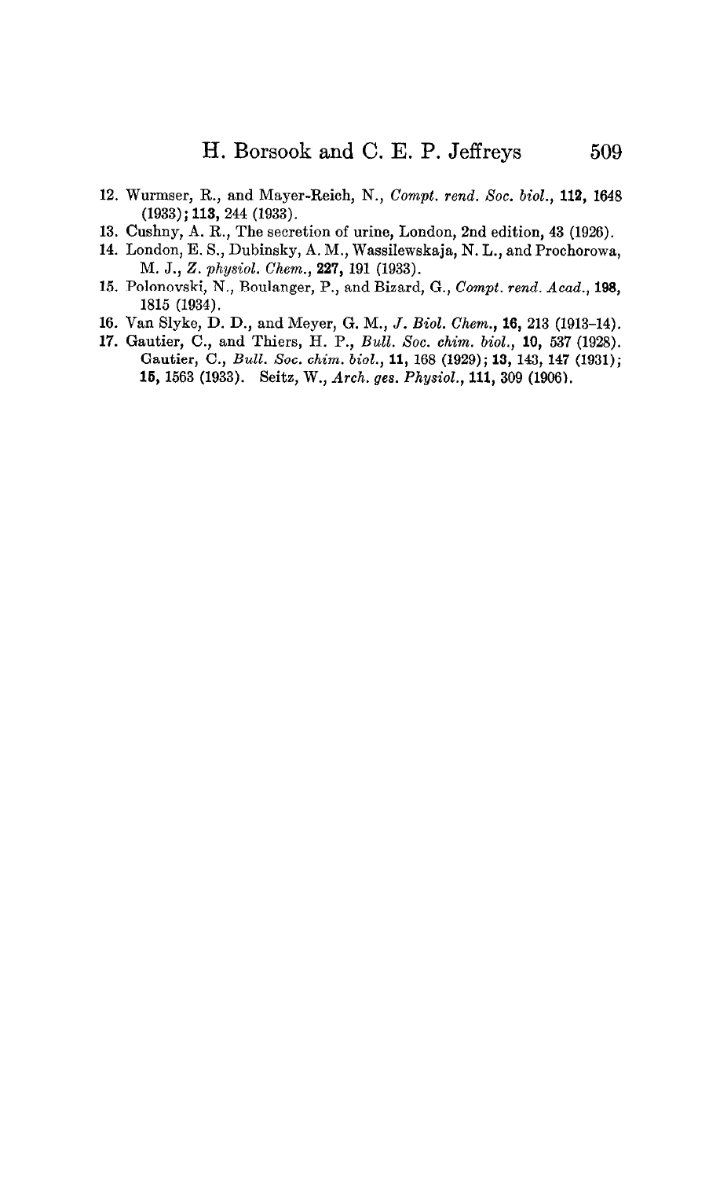12. Wurmser, R., and Mayer-Reich, N., *Compt. rend. Soc. biol.*, **112**, 1648 (1933); **113**, 244 (1933).
13. Cushny, A. R., The secretion of urine, London, 2nd edition, 43 (1926).
14. London, E. S., Dubinsky, A. M., Wassilewskaja, N. L., and Prochorowa, M. J., *Z. physiol. Chem.*, **227**, 191 (1933).
15. Polonovski, N., Boulanger, P., and Bizard, G., *Compt. rend. Acad.*, **198**, 1815 (1934).
16. Van Slyke, D. D., and Meyer, G. M., *J. Biol. Chem.*, **16**, 213 (1913–14).
17. Gautier, C., and Thiers, H. P., *Bull. Soc. chim. biol.*, **10**, 537 (1928). Gautier, C., *Bull. Soc. chim. biol.*, **11**, 168 (1929); **13**, 143, 147 (1931); **15**, 1563 (1933). Seitz, W., *Arch. ges. Physiol.*, **111**, 309 (1906).